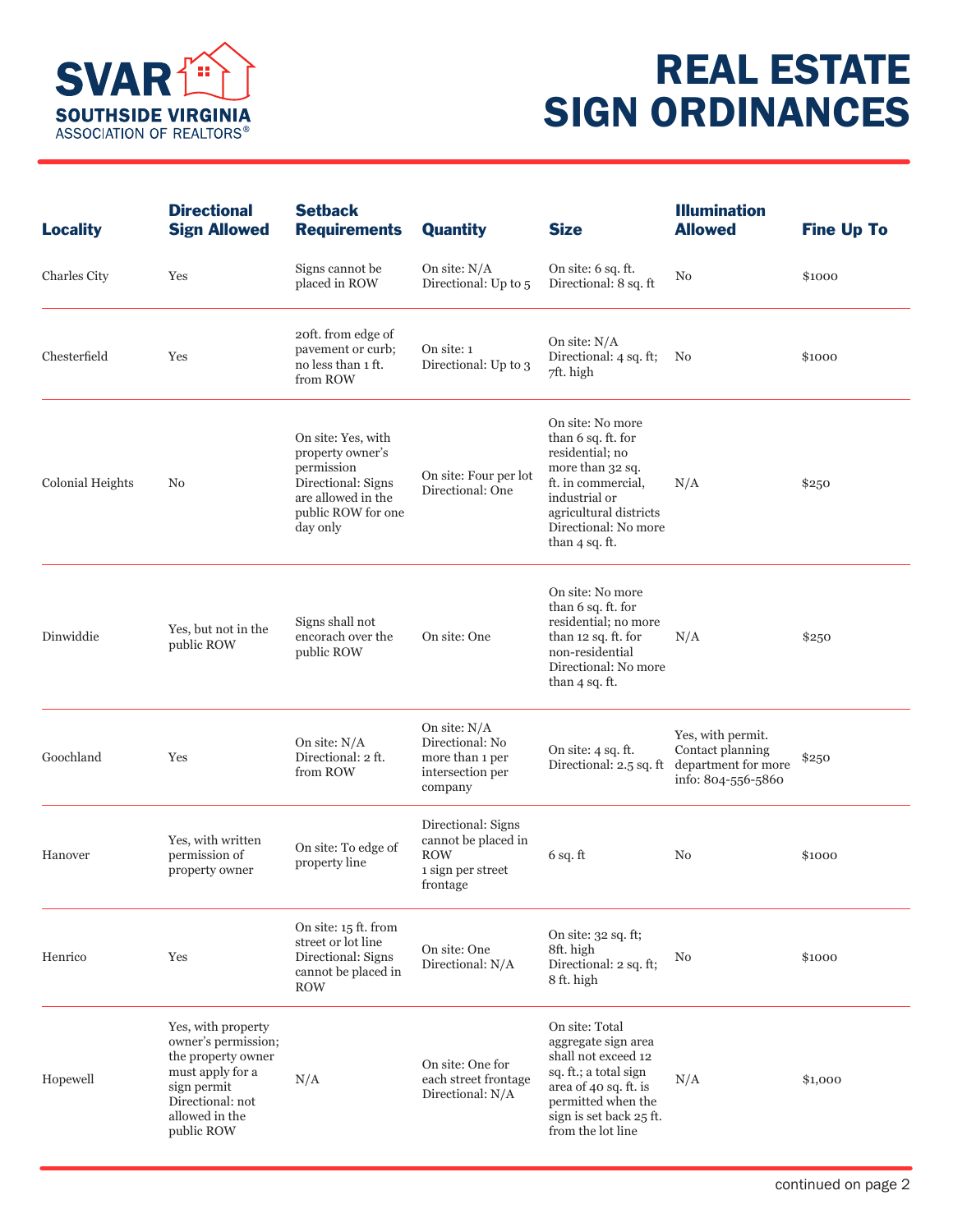SVAR
SOUTHSIDE VIRGINIA
ASSOCIATION OF REALTORS®

# REAL ESTATE SIGN ORDINANCES

| Locality | Directional Sign Allowed | Setback Requirements | Quantity | Size | Illumination Allowed | Fine Up To |
|---|---|---|---|---|---|---|
| Charles City | Yes | Signs cannot be placed in ROW | On site: N/A<br>Directional: Up to 5 | On site: 6 sq. ft.<br>Directional: 8 sq. ft | No | $1000 |
| Chesterfield | Yes | 20ft. from edge of pavement or curb; no less than 1 ft. from ROW | On site: 1<br>Directional: Up to 3 | On site: N/A<br>Directional: 4 sq. ft; 7ft. high | No | $1000 |
| Colonial Heights | No | On site: Yes, with property owner's permission<br>Directional: Signs are allowed in the public ROW for one day only | On site: Four per lot<br>Directional: One | On site: No more than 6 sq. ft. for residential; no more than 32 sq. ft. in commercial, industrial or agricultural districts<br>Directional: No more than 4 sq. ft. | N/A | $250 |
| Dinwiddie | Yes, but not in the public ROW | Signs shall not encorach over the public ROW | On site: One | On site: No more than 6 sq. ft. for residential; no more than 12 sq. ft. for non-residential<br>Directional: No more than 4 sq. ft. | N/A | $250 |
| Goochland | Yes | On site: N/A<br>Directional: 2 ft. from ROW | On site: N/A<br>Directional: No more than 1 per intersection per company | On site: 4 sq. ft.<br>Directional: 2.5 sq. ft | Yes, with permit. Contact planning department for more info: 804-556-5860 | $250 |
| Hanover | Yes, with written permission of property owner | On site: To edge of property line | Directional: Signs cannot be placed in ROW<br>1 sign per street frontage | 6 sq. ft | No | $1000 |
| Henrico | Yes | On site: 15 ft. from street or lot line<br>Directional: Signs cannot be placed in ROW | On site: One<br>Directional: N/A | On site: 32 sq. ft; 8ft. high<br>Directional: 2 sq. ft; 8 ft. high | No | $1000 |
| Hopewell | Yes, with property owner's permission; the property owner must apply for a sign permit<br>Directional: not allowed in the public ROW | N/A | On site: One for each street frontage<br>Directional: N/A | On site: Total aggregate sign area shall not exceed 12 sq. ft.; a total sign area of 40 sq. ft. is permitted when the sign is set back 25 ft. from the lot line | N/A | $1,000 |

continued on page 2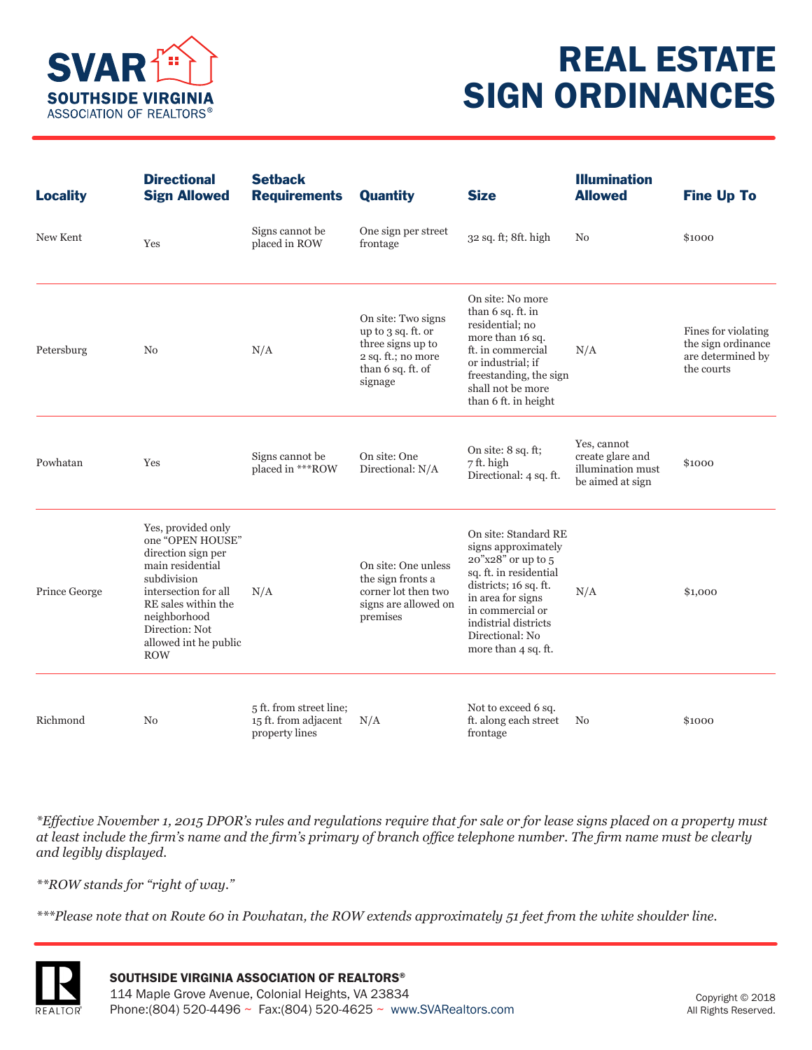# SVAR SOUTHSIDE VIRGINIA ASSOCIATION OF REALTORS®

# REAL ESTATE SIGN ORDINANCES

| Locality | Directional Sign Allowed | Setback Requirements | Quantity | Size | Illumination Allowed | Fine Up To |
|---|---|---|---|---|---|---|
| New Kent | Yes | Signs cannot be placed in ROW | One sign per street frontage | 32 sq. ft; 8ft. high | No | $1000 |
| Petersburg | No | N/A | On site: Two signs up to 3 sq. ft. or three signs up to 2 sq. ft.; no more than 6 sq. ft. of signage | On site: No more than 6 sq. ft. in residential; no more than 16 sq. ft. in commercial or industrial; if freestanding, the sign shall not be more than 6 ft. in height | N/A | Fines for violating the sign ordinance are determined by the courts |
| Powhatan | Yes | Signs cannot be placed in ***ROW | On site: One Directional: N/A | On site: 8 sq. ft; 7 ft. high Directional: 4 sq. ft. | Yes, cannot create glare and illumination must be aimed at sign | $1000 |
| Prince George | Yes, provided only one "OPEN HOUSE" direction sign per main residential subdivision intersection for all RE sales within the neighborhood Direction: Not allowed int he public ROW | N/A | On site: One unless the sign fronts a corner lot then two signs are allowed on premises | On site: Standard RE signs approximately 20"x28" or up to 5 sq. ft. in residential districts; 16 sq. ft. in area for signs in commercial or indistrial districts Directional: No more than 4 sq. ft. | N/A | $1,000 |
| Richmond | No | 5 ft. from street line; 15 ft. from adjacent property lines | N/A | Not to exceed 6 sq. ft. along each street frontage | No | $1000 |

*\*Effective November 1, 2015 DPOR's rules and regulations require that for sale or for lease signs placed on a property must at least include the firm's name and the firm's primary of branch office telephone number. The firm name must be clearly and legibly displayed.*

*\*\*ROW stands for "right of way."*

*\*\*\*Please note that on Route 60 in Powhatan, the ROW extends approximately 51 feet from the white shoulder line.*

**SOUTHSIDE VIRGINIA ASSOCIATION OF REALTORS®**
114 Maple Grove Avenue, Colonial Heights, VA 23834
Phone:(804) 520-4496 ~ Fax:(804) 520-4625 ~ www.SVARealtors.com

Copyright © 2018
All Rights Reserved.